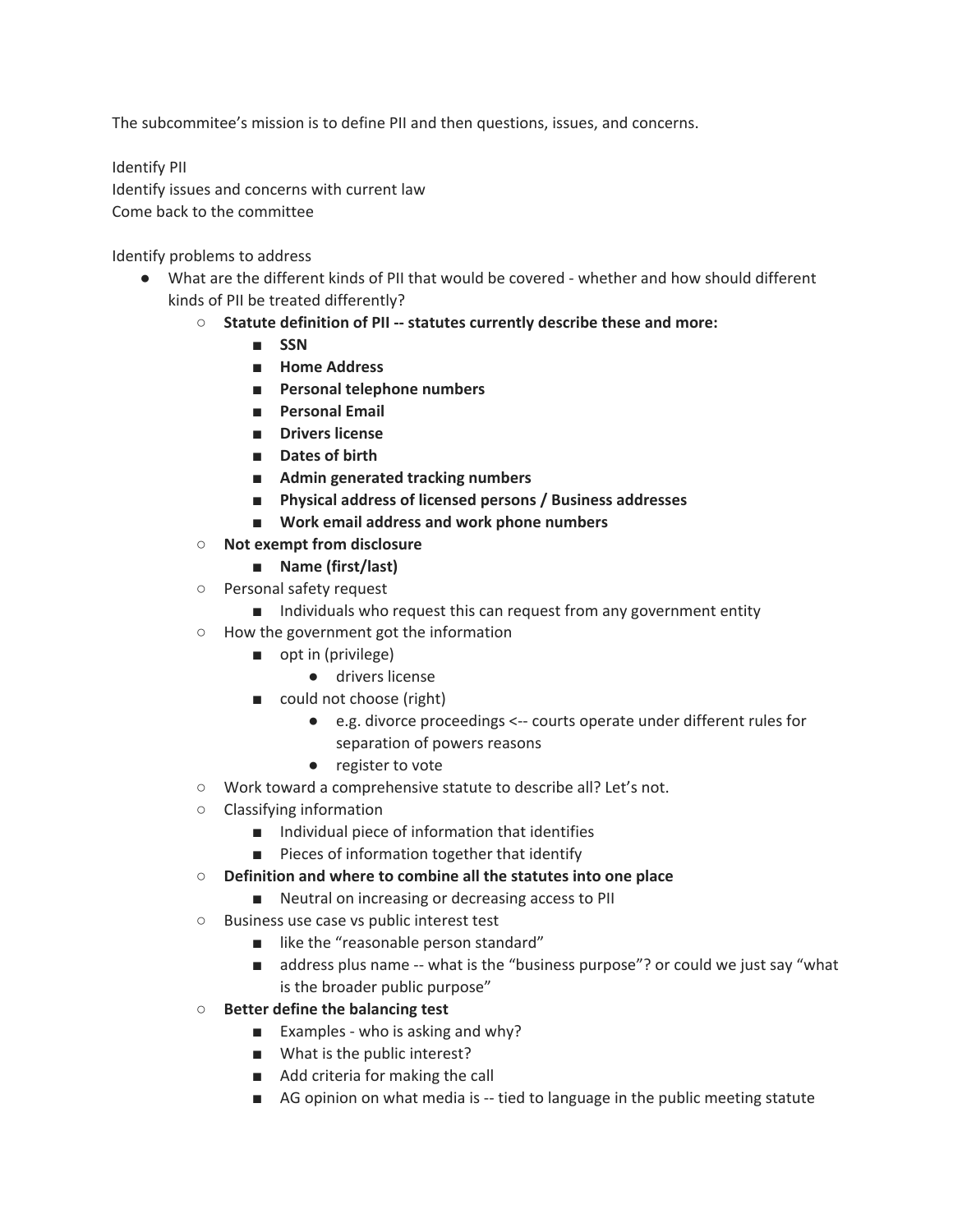The subcommitee's mission is to define PII and then questions, issues, and concerns.

Identify PII
Identify issues and concerns with current law
Come back to the committee

Identify problems to address

- What are the different kinds of PII that would be covered - whether and how should different kinds of PII be treated differently?
    - **Statute definition of PII -- statutes currently describe these and more:**
        - **SSN**
        - **Home Address**
        - **Personal telephone numbers**
        - **Personal Email**
        - **Drivers license**
        - **Dates of birth**
        - **Admin generated tracking numbers**
        - **Physical address of licensed persons / Business addresses**
        - **Work email address and work phone numbers**
    - **Not exempt from disclosure**
        - **Name (first/last)**
    - Personal safety request
        - Individuals who request this can request from any government entity
    - How the government got the information
        - opt in (privilege)
            - drivers license
        - could not choose (right)
            - e.g. divorce proceedings <-- courts operate under different rules for separation of powers reasons
            - register to vote
    - Work toward a comprehensive statute to describe all? Let's not.
    - Classifying information
        - Individual piece of information that identifies
        - Pieces of information together that identify
    - **Definition and where to combine all the statutes into one place**
        - Neutral on increasing or decreasing access to PII
    - Business use case vs public interest test
        - like the "reasonable person standard"
        - address plus name -- what is the "business purpose"? or could we just say "what is the broader public purpose"
    - **Better define the balancing test**
        - Examples - who is asking and why?
        - What is the public interest?
        - Add criteria for making the call
        - AG opinion on what media is -- tied to language in the public meeting statute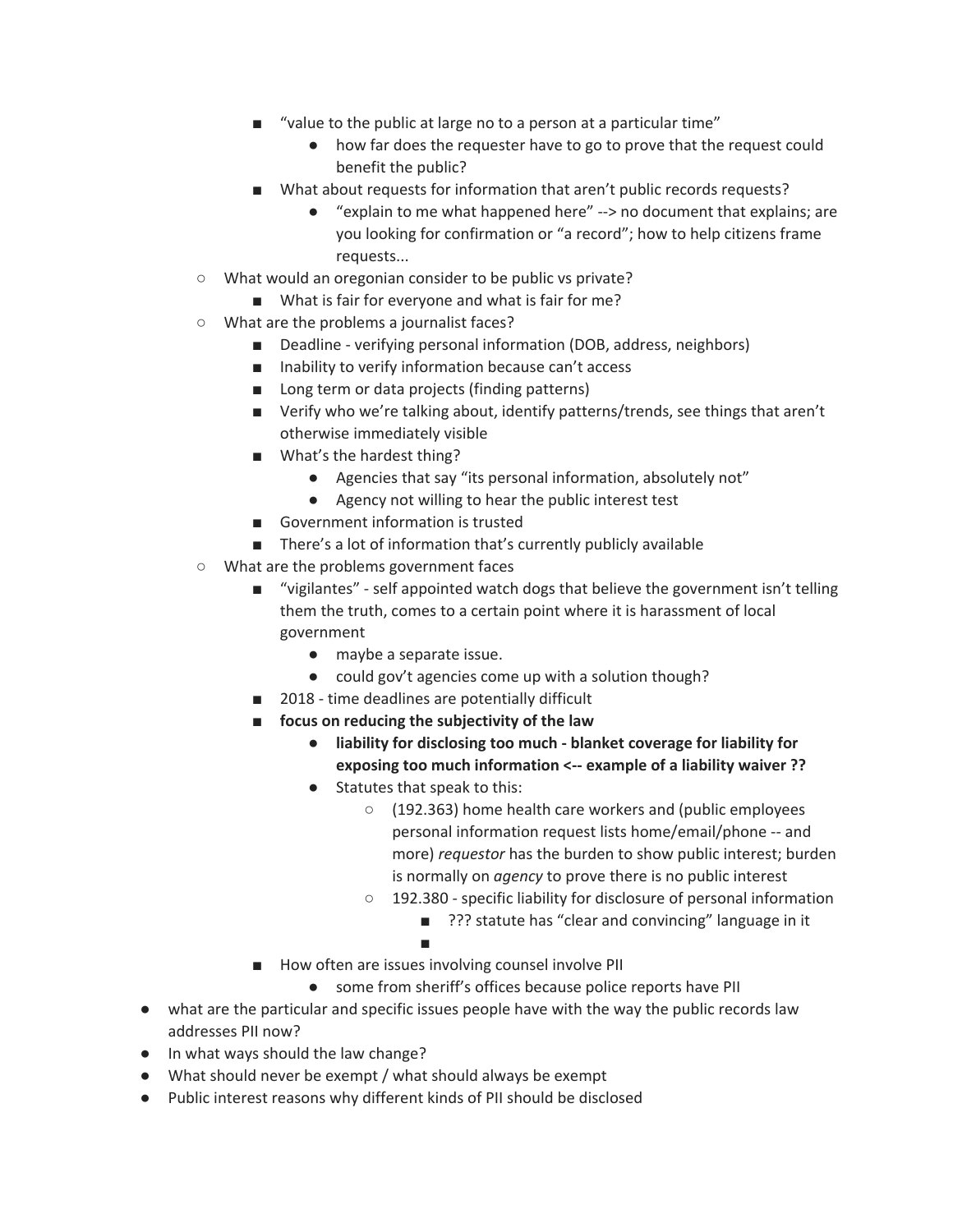- "value to the public at large no to a person at a particular time"
            - how far does the requester have to go to prove that the request could benefit the public?
        - What about requests for information that aren't public records requests?
            - "explain to me what happened here" --> no document that explains; are you looking for confirmation or "a record"; how to help citizens frame requests...
    - What would an oregonian consider to be public vs private?
        - What is fair for everyone and what is fair for me?
    - What are the problems a journalist faces?
        - Deadline - verifying personal information (DOB, address, neighbors)
        - Inability to verify information because can't access
        - Long term or data projects (finding patterns)
        - Verify who we're talking about, identify patterns/trends, see things that aren't otherwise immediately visible
        - What's the hardest thing?
            - Agencies that say "its personal information, absolutely not"
            - Agency not willing to hear the public interest test
        - Government information is trusted
        - There's a lot of information that's currently publicly available
    - What are the problems government faces
        - "vigilantes" - self appointed watch dogs that believe the government isn't telling them the truth, comes to a certain point where it is harassment of local government
            - maybe a separate issue.
            - could gov't agencies come up with a solution though?
        - 2018 - time deadlines are potentially difficult
        - **focus on reducing the subjectivity of the law**
            - **liability for disclosing too much - blanket coverage for liability for exposing too much information <-- example of a liability waiver ??**
            - Statutes that speak to this:
                - (192.363) home health care workers and (public employees personal information request lists home/email/phone -- and more) *requestor* has the burden to show public interest; burden is normally on *agency* to prove there is no public interest
                - 192.380 - specific liability for disclosure of personal information
                    - ??? statute has "clear and convincing" language in it
                    - 
        - How often are issues involving counsel involve PII
            - some from sheriff's offices because police reports have PII
- what are the particular and specific issues people have with the way the public records law addresses PII now?
- In what ways should the law change?
- What should never be exempt / what should always be exempt
- Public interest reasons why different kinds of PII should be disclosed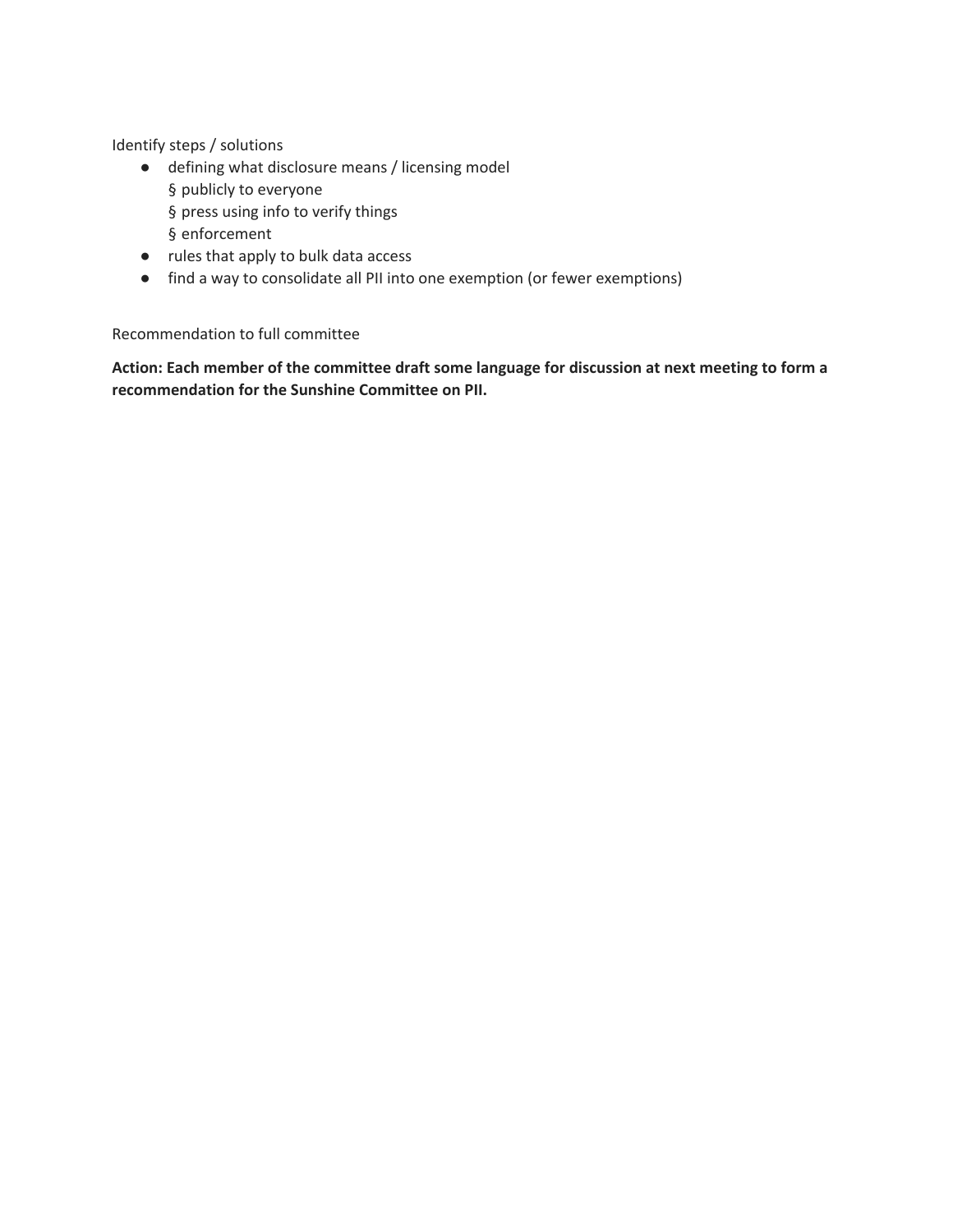Identify steps / solutions

- defining what disclosure means / licensing model
    - § publicly to everyone
    - § press using info to verify things
    - § enforcement
- rules that apply to bulk data access
- find a way to consolidate all PII into one exemption (or fewer exemptions)

Recommendation to full committee

**Action: Each member of the committee draft some language for discussion at next meeting to form a recommendation for the Sunshine Committee on PII.**